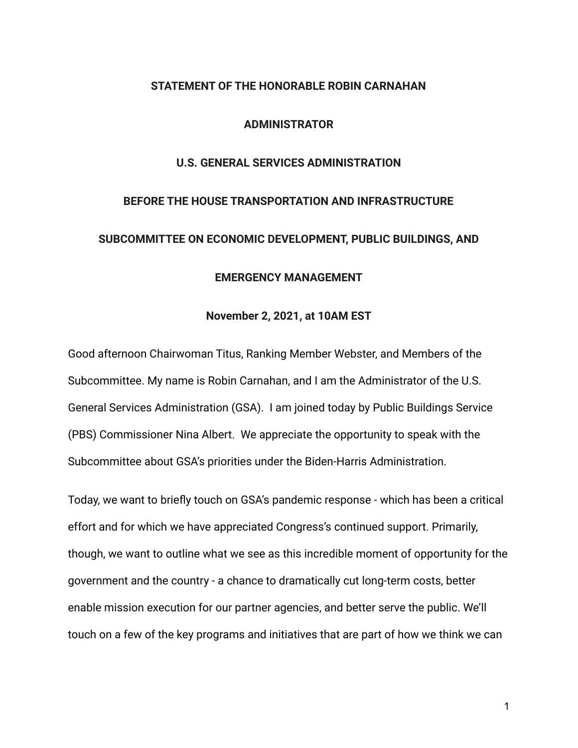**STATEMENT OF THE HONORABLE ROBIN CARNAHAN**

**ADMINISTRATOR**

**U.S. GENERAL SERVICES ADMINISTRATION**

**BEFORE THE HOUSE TRANSPORTATION AND INFRASTRUCTURE**

**SUBCOMMITTEE ON ECONOMIC DEVELOPMENT, PUBLIC BUILDINGS, AND EMERGENCY MANAGEMENT**

**November 2, 2021, at 10AM EST**

Good afternoon Chairwoman Titus, Ranking Member Webster, and Members of the Subcommittee. My name is Robin Carnahan, and I am the Administrator of the U.S. General Services Administration (GSA). I am joined today by Public Buildings Service (PBS) Commissioner Nina Albert. We appreciate the opportunity to speak with the Subcommittee about GSA's priorities under the Biden-Harris Administration.

Today, we want to briefly touch on GSA's pandemic response - which has been a critical effort and for which we have appreciated Congress's continued support. Primarily, though, we want to outline what we see as this incredible moment of opportunity for the government and the country - a chance to dramatically cut long-term costs, better enable mission execution for our partner agencies, and better serve the public. We'll touch on a few of the key programs and initiatives that are part of how we think we can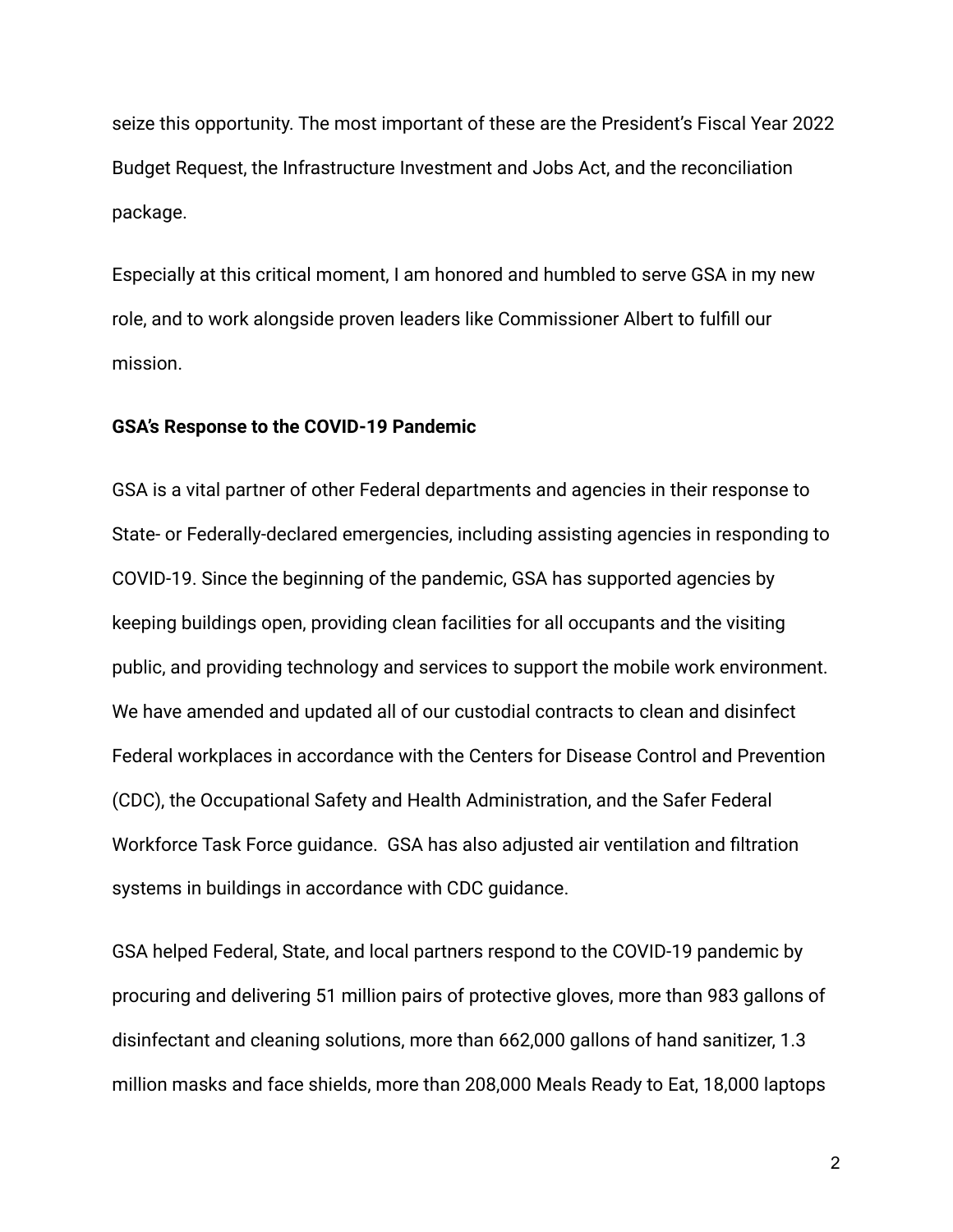seize this opportunity. The most important of these are the President's Fiscal Year 2022 Budget Request, the Infrastructure Investment and Jobs Act, and the reconciliation package.

Especially at this critical moment, I am honored and humbled to serve GSA in my new role, and to work alongside proven leaders like Commissioner Albert to fulfill our mission.

**GSA's Response to the COVID-19 Pandemic**

GSA is a vital partner of other Federal departments and agencies in their response to State- or Federally-declared emergencies, including assisting agencies in responding to COVID-19. Since the beginning of the pandemic, GSA has supported agencies by keeping buildings open, providing clean facilities for all occupants and the visiting public, and providing technology and services to support the mobile work environment. We have amended and updated all of our custodial contracts to clean and disinfect Federal workplaces in accordance with the Centers for Disease Control and Prevention (CDC), the Occupational Safety and Health Administration, and the Safer Federal Workforce Task Force guidance. GSA has also adjusted air ventilation and filtration systems in buildings in accordance with CDC guidance.

GSA helped Federal, State, and local partners respond to the COVID-19 pandemic by procuring and delivering 51 million pairs of protective gloves, more than 983 gallons of disinfectant and cleaning solutions, more than 662,000 gallons of hand sanitizer, 1.3 million masks and face shields, more than 208,000 Meals Ready to Eat, 18,000 laptops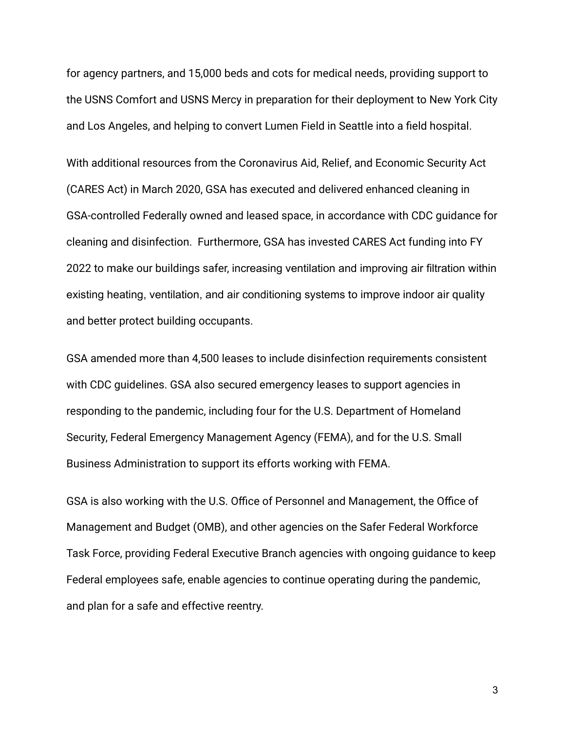for agency partners, and 15,000 beds and cots for medical needs, providing support to the USNS Comfort and USNS Mercy in preparation for their deployment to New York City and Los Angeles, and helping to convert Lumen Field in Seattle into a field hospital.

With additional resources from the Coronavirus Aid, Relief, and Economic Security Act (CARES Act) in March 2020, GSA has executed and delivered enhanced cleaning in GSA-controlled Federally owned and leased space, in accordance with CDC guidance for cleaning and disinfection.  Furthermore, GSA has invested CARES Act funding into FY 2022 to make our buildings safer, increasing ventilation and improving air filtration within existing heating, ventilation, and air conditioning systems to improve indoor air quality and better protect building occupants.

GSA amended more than 4,500 leases to include disinfection requirements consistent with CDC guidelines. GSA also secured emergency leases to support agencies in responding to the pandemic, including four for the U.S. Department of Homeland Security, Federal Emergency Management Agency (FEMA), and for the U.S. Small Business Administration to support its efforts working with FEMA.

GSA is also working with the U.S. Office of Personnel and Management, the Office of Management and Budget (OMB), and other agencies on the Safer Federal Workforce Task Force, providing Federal Executive Branch agencies with ongoing guidance to keep Federal employees safe, enable agencies to continue operating during the pandemic, and plan for a safe and effective reentry.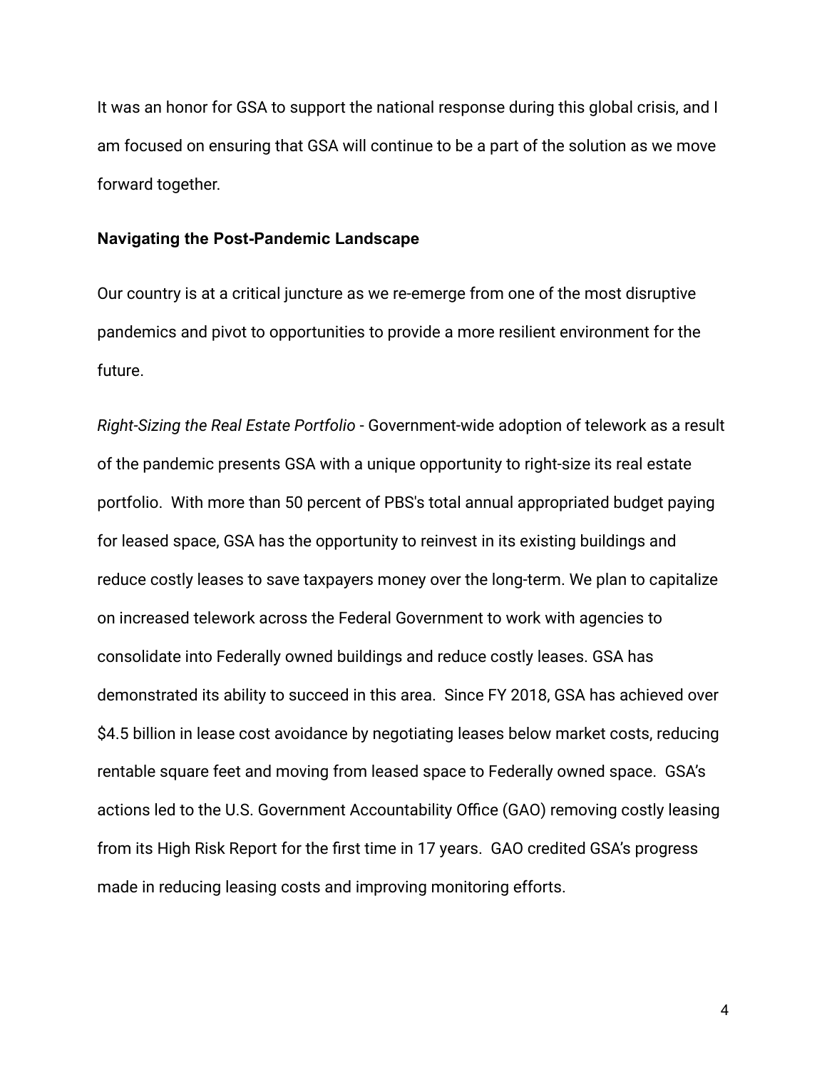It was an honor for GSA to support the national response during this global crisis, and I am focused on ensuring that GSA will continue to be a part of the solution as we move forward together.

**Navigating the Post-Pandemic Landscape**

Our country is at a critical juncture as we re-emerge from one of the most disruptive pandemics and pivot to opportunities to provide a more resilient environment for the future.

*Right-Sizing the Real Estate Portfolio* - Government-wide adoption of telework as a result of the pandemic presents GSA with a unique opportunity to right-size its real estate portfolio. With more than 50 percent of PBS's total annual appropriated budget paying for leased space, GSA has the opportunity to reinvest in its existing buildings and reduce costly leases to save taxpayers money over the long-term. We plan to capitalize on increased telework across the Federal Government to work with agencies to consolidate into Federally owned buildings and reduce costly leases. GSA has demonstrated its ability to succeed in this area. Since FY 2018, GSA has achieved over $4.5 billion in lease cost avoidance by negotiating leases below market costs, reducing rentable square feet and moving from leased space to Federally owned space. GSA's actions led to the U.S. Government Accountability Office (GAO) removing costly leasing from its High Risk Report for the first time in 17 years. GAO credited GSA's progress made in reducing leasing costs and improving monitoring efforts.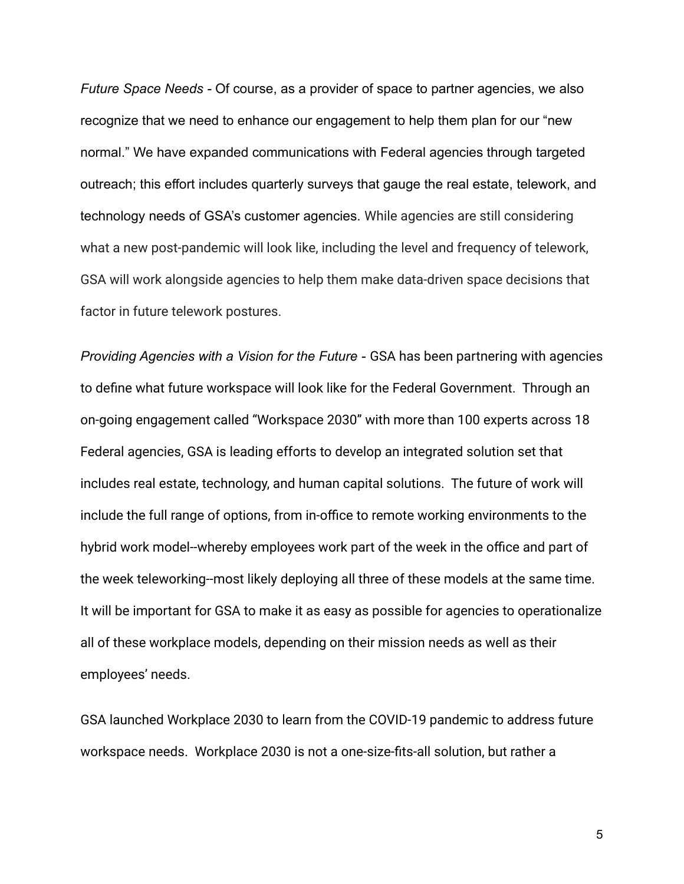*Future Space Needs* - Of course, as a provider of space to partner agencies, we also recognize that we need to enhance our engagement to help them plan for our "new normal." We have expanded communications with Federal agencies through targeted outreach; this effort includes quarterly surveys that gauge the real estate, telework, and technology needs of GSA's customer agencies. While agencies are still considering what a new post-pandemic will look like, including the level and frequency of telework, GSA will work alongside agencies to help them make data-driven space decisions that factor in future telework postures.

*Providing Agencies with a Vision for the Future* - GSA has been partnering with agencies to define what future workspace will look like for the Federal Government. Through an on-going engagement called "Workspace 2030" with more than 100 experts across 18 Federal agencies, GSA is leading efforts to develop an integrated solution set that includes real estate, technology, and human capital solutions. The future of work will include the full range of options, from in-office to remote working environments to the hybrid work model--whereby employees work part of the week in the office and part of the week teleworking--most likely deploying all three of these models at the same time. It will be important for GSA to make it as easy as possible for agencies to operationalize all of these workplace models, depending on their mission needs as well as their employees' needs.

GSA launched Workplace 2030 to learn from the COVID-19 pandemic to address future workspace needs. Workplace 2030 is not a one-size-fits-all solution, but rather a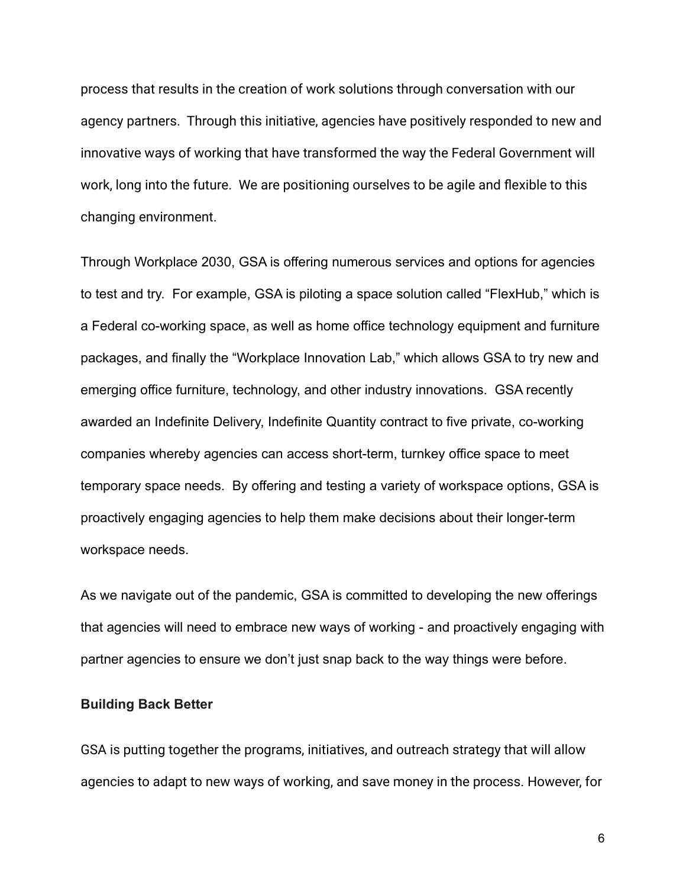process that results in the creation of work solutions through conversation with our agency partners. Through this initiative, agencies have positively responded to new and innovative ways of working that have transformed the way the Federal Government will work, long into the future. We are positioning ourselves to be agile and flexible to this changing environment.

Through Workplace 2030, GSA is offering numerous services and options for agencies to test and try. For example, GSA is piloting a space solution called "FlexHub," which is a Federal co-working space, as well as home office technology equipment and furniture packages, and finally the "Workplace Innovation Lab," which allows GSA to try new and emerging office furniture, technology, and other industry innovations. GSA recently awarded an Indefinite Delivery, Indefinite Quantity contract to five private, co-working companies whereby agencies can access short-term, turnkey office space to meet temporary space needs. By offering and testing a variety of workspace options, GSA is proactively engaging agencies to help them make decisions about their longer-term workspace needs.

As we navigate out of the pandemic, GSA is committed to developing the new offerings that agencies will need to embrace new ways of working - and proactively engaging with partner agencies to ensure we don't just snap back to the way things were before.

**Building Back Better**

GSA is putting together the programs, initiatives, and outreach strategy that will allow agencies to adapt to new ways of working, and save money in the process. However, for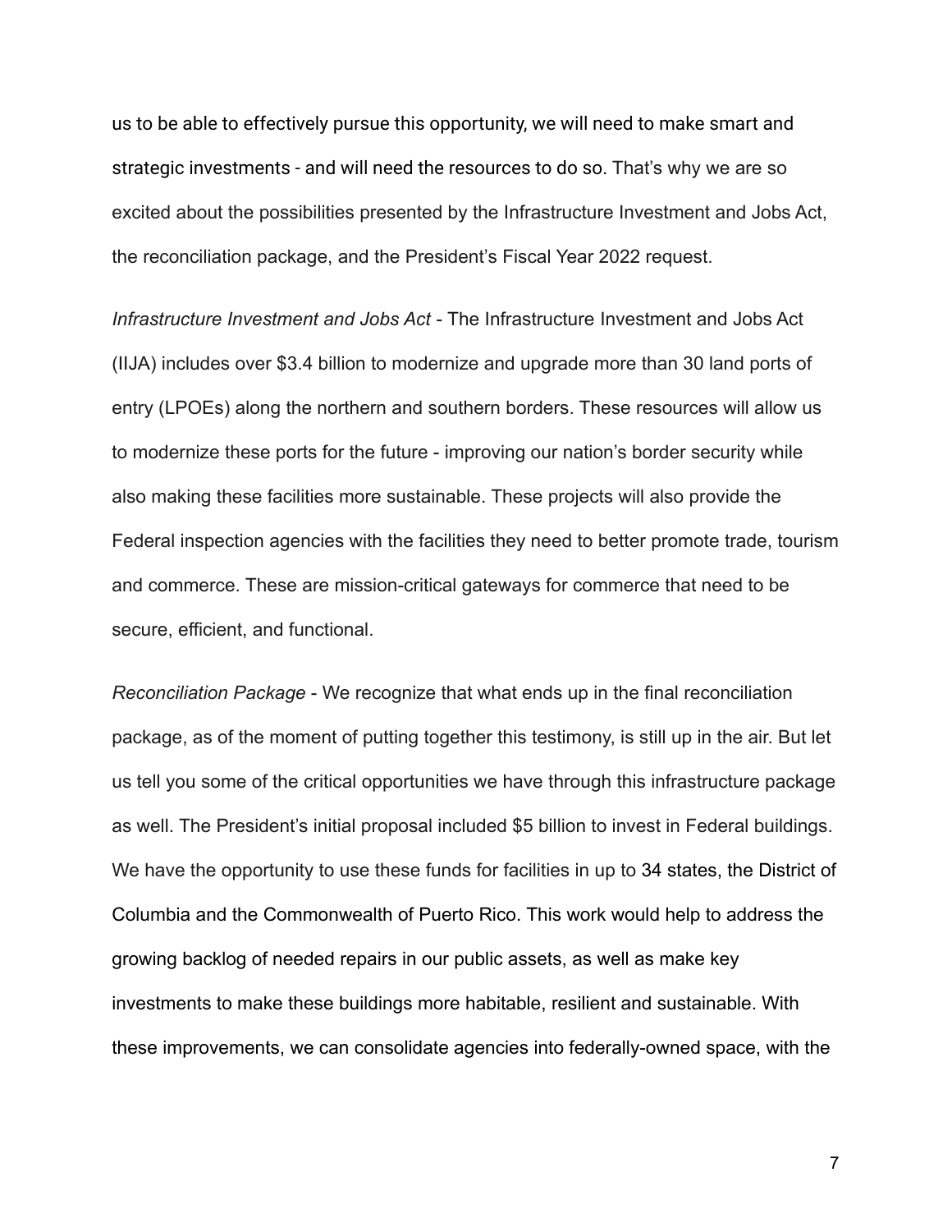us to be able to effectively pursue this opportunity, we will need to make smart and strategic investments - and will need the resources to do so. That's why we are so excited about the possibilities presented by the Infrastructure Investment and Jobs Act, the reconciliation package, and the President's Fiscal Year 2022 request.

*Infrastructure Investment and Jobs Act* - The Infrastructure Investment and Jobs Act (IIJA) includes over $3.4 billion to modernize and upgrade more than 30 land ports of entry (LPOEs) along the northern and southern borders. These resources will allow us to modernize these ports for the future - improving our nation's border security while also making these facilities more sustainable. These projects will also provide the Federal inspection agencies with the facilities they need to better promote trade, tourism and commerce. These are mission-critical gateways for commerce that need to be secure, efficient, and functional.

*Reconciliation Package* - We recognize that what ends up in the final reconciliation package, as of the moment of putting together this testimony, is still up in the air. But let us tell you some of the critical opportunities we have through this infrastructure package as well. The President's initial proposal included $5 billion to invest in Federal buildings. We have the opportunity to use these funds for facilities in up to 34 states, the District of Columbia and the Commonwealth of Puerto Rico. This work would help to address the growing backlog of needed repairs in our public assets, as well as make key investments to make these buildings more habitable, resilient and sustainable. With these improvements, we can consolidate agencies into federally-owned space, with the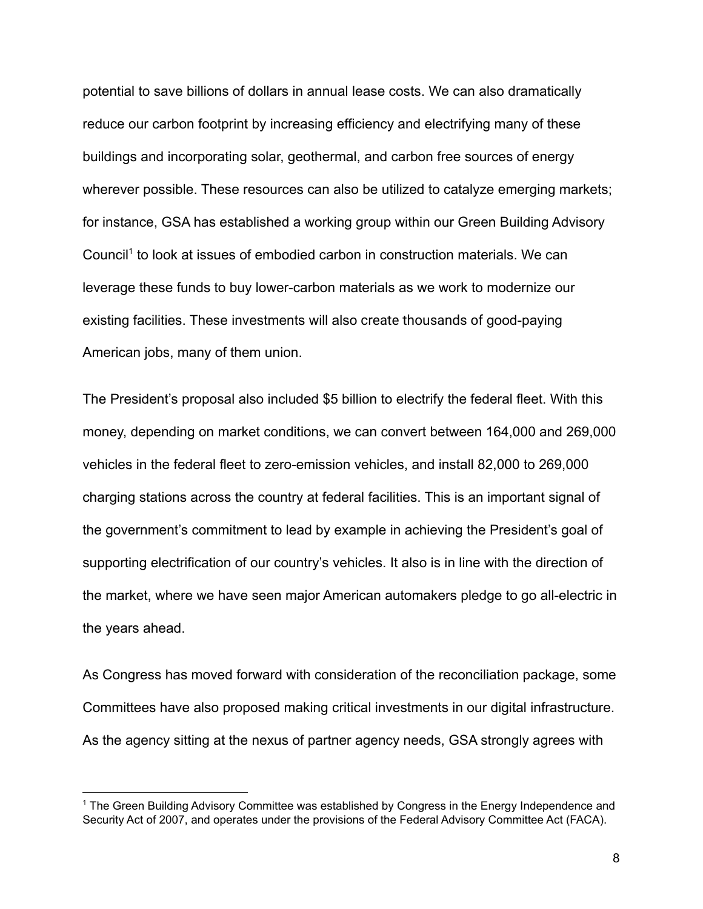potential to save billions of dollars in annual lease costs. We can also dramatically reduce our carbon footprint by increasing efficiency and electrifying many of these buildings and incorporating solar, geothermal, and carbon free sources of energy wherever possible. These resources can also be utilized to catalyze emerging markets; for instance, GSA has established a working group within our Green Building Advisory Council[1] to look at issues of embodied carbon in construction materials. We can leverage these funds to buy lower-carbon materials as we work to modernize our existing facilities. These investments will also create thousands of good-paying American jobs, many of them union.

The President's proposal also included $5 billion to electrify the federal fleet. With this money, depending on market conditions, we can convert between 164,000 and 269,000 vehicles in the federal fleet to zero-emission vehicles, and install 82,000 to 269,000 charging stations across the country at federal facilities. This is an important signal of the government's commitment to lead by example in achieving the President's goal of supporting electrification of our country's vehicles. It also is in line with the direction of the market, where we have seen major American automakers pledge to go all-electric in the years ahead.

As Congress has moved forward with consideration of the reconciliation package, some Committees have also proposed making critical investments in our digital infrastructure. As the agency sitting at the nexus of partner agency needs, GSA strongly agrees with

---

[1] The Green Building Advisory Committee was established by Congress in the Energy Independence and Security Act of 2007, and operates under the provisions of the Federal Advisory Committee Act (FACA).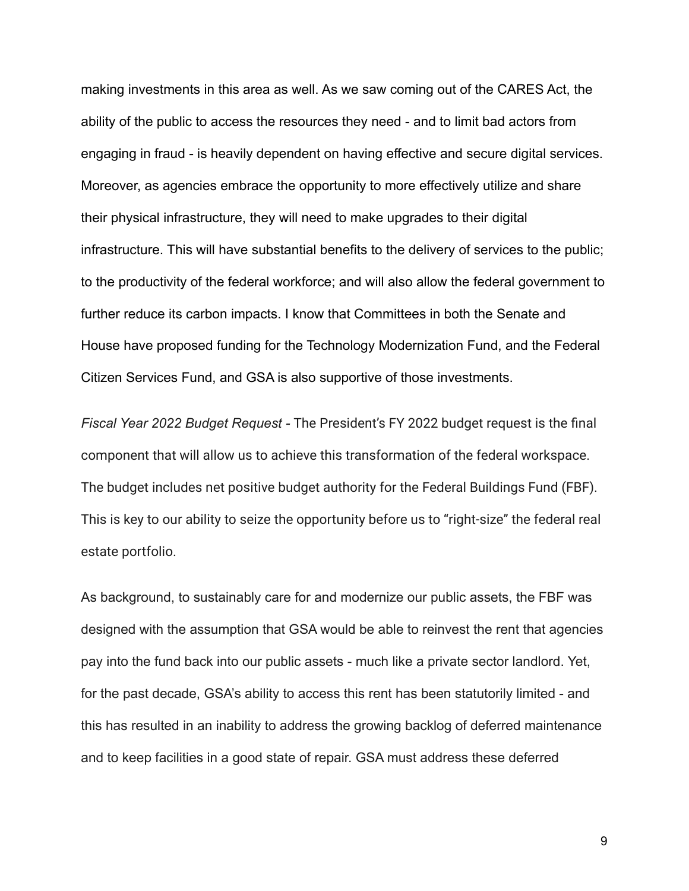making investments in this area as well. As we saw coming out of the CARES Act, the ability of the public to access the resources they need - and to limit bad actors from engaging in fraud - is heavily dependent on having effective and secure digital services. Moreover, as agencies embrace the opportunity to more effectively utilize and share their physical infrastructure, they will need to make upgrades to their digital infrastructure. This will have substantial benefits to the delivery of services to the public; to the productivity of the federal workforce; and will also allow the federal government to further reduce its carbon impacts. I know that Committees in both the Senate and House have proposed funding for the Technology Modernization Fund, and the Federal Citizen Services Fund, and GSA is also supportive of those investments.

*Fiscal Year 2022 Budget Request* - The President's FY 2022 budget request is the final component that will allow us to achieve this transformation of the federal workspace. The budget includes net positive budget authority for the Federal Buildings Fund (FBF). This is key to our ability to seize the opportunity before us to "right-size" the federal real estate portfolio.

As background, to sustainably care for and modernize our public assets, the FBF was designed with the assumption that GSA would be able to reinvest the rent that agencies pay into the fund back into our public assets - much like a private sector landlord. Yet, for the past decade, GSA's ability to access this rent has been statutorily limited - and this has resulted in an inability to address the growing backlog of deferred maintenance and to keep facilities in a good state of repair. GSA must address these deferred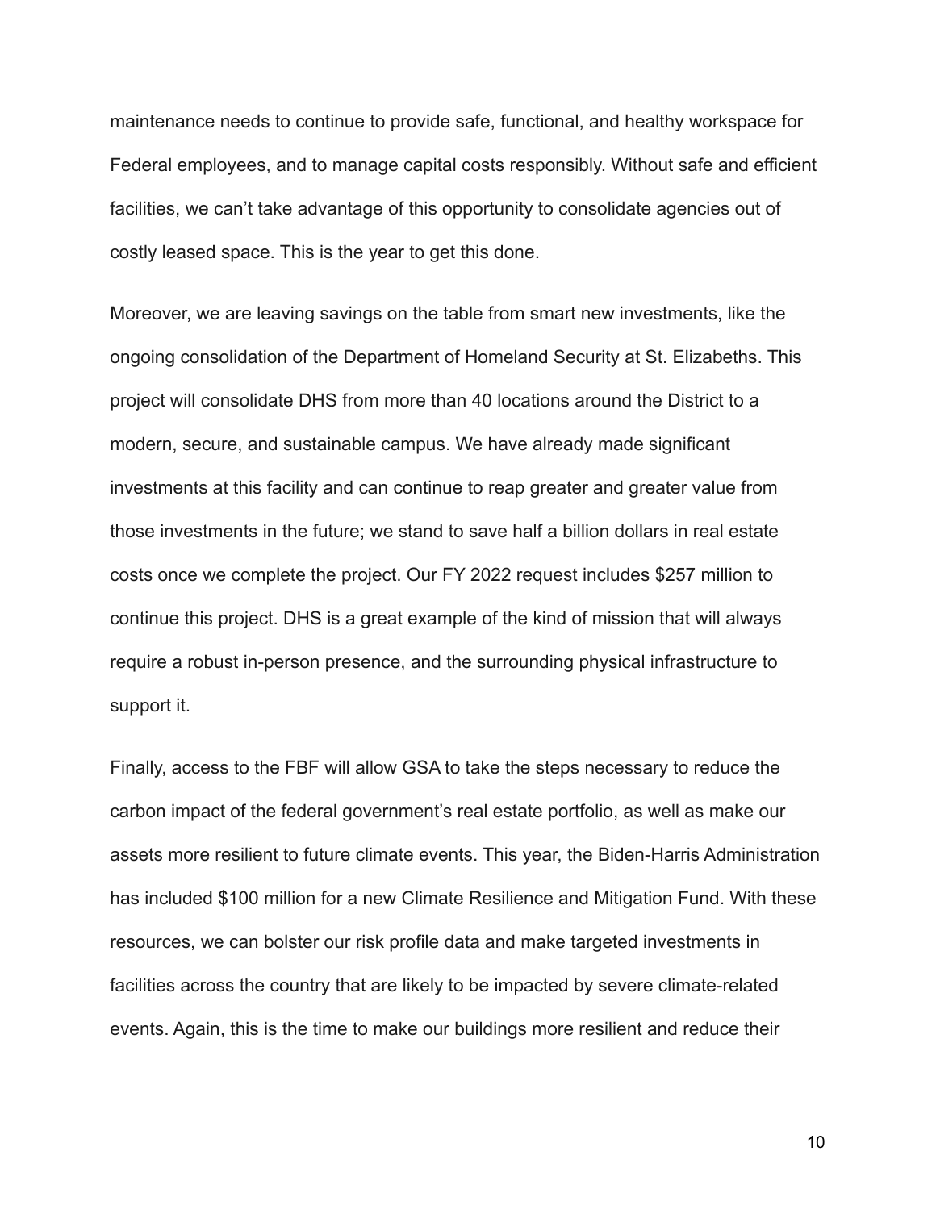maintenance needs to continue to provide safe, functional, and healthy workspace for Federal employees, and to manage capital costs responsibly. Without safe and efficient facilities, we can't take advantage of this opportunity to consolidate agencies out of costly leased space. This is the year to get this done.

Moreover, we are leaving savings on the table from smart new investments, like the ongoing consolidation of the Department of Homeland Security at St. Elizabeths. This project will consolidate DHS from more than 40 locations around the District to a modern, secure, and sustainable campus. We have already made significant investments at this facility and can continue to reap greater and greater value from those investments in the future; we stand to save half a billion dollars in real estate costs once we complete the project. Our FY 2022 request includes $257 million to continue this project. DHS is a great example of the kind of mission that will always require a robust in-person presence, and the surrounding physical infrastructure to support it.

Finally, access to the FBF will allow GSA to take the steps necessary to reduce the carbon impact of the federal government's real estate portfolio, as well as make our assets more resilient to future climate events. This year, the Biden-Harris Administration has included $100 million for a new Climate Resilience and Mitigation Fund. With these resources, we can bolster our risk profile data and make targeted investments in facilities across the country that are likely to be impacted by severe climate-related events. Again, this is the time to make our buildings more resilient and reduce their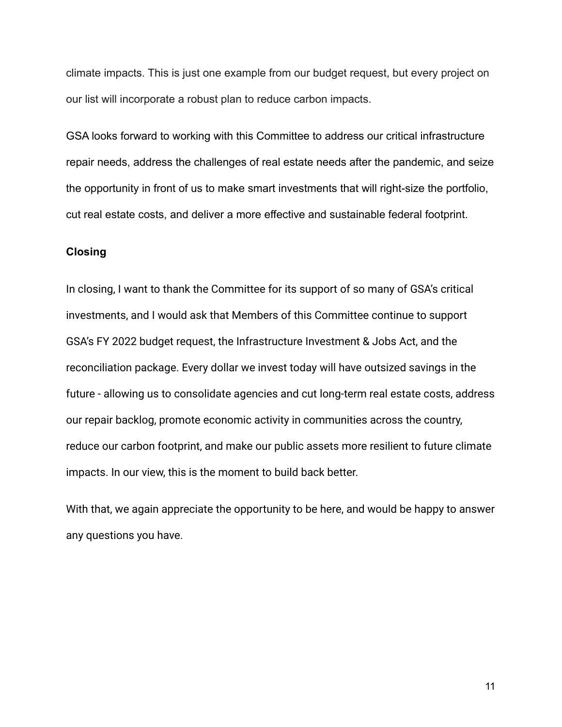climate impacts. This is just one example from our budget request, but every project on our list will incorporate a robust plan to reduce carbon impacts.

GSA looks forward to working with this Committee to address our critical infrastructure repair needs, address the challenges of real estate needs after the pandemic, and seize the opportunity in front of us to make smart investments that will right-size the portfolio, cut real estate costs, and deliver a more effective and sustainable federal footprint.

**Closing**

In closing, I want to thank the Committee for its support of so many of GSA's critical investments, and I would ask that Members of this Committee continue to support GSA's FY 2022 budget request, the Infrastructure Investment & Jobs Act, and the reconciliation package. Every dollar we invest today will have outsized savings in the future - allowing us to consolidate agencies and cut long-term real estate costs, address our repair backlog, promote economic activity in communities across the country, reduce our carbon footprint, and make our public assets more resilient to future climate impacts. In our view, this is the moment to build back better.

With that, we again appreciate the opportunity to be here, and would be happy to answer any questions you have.